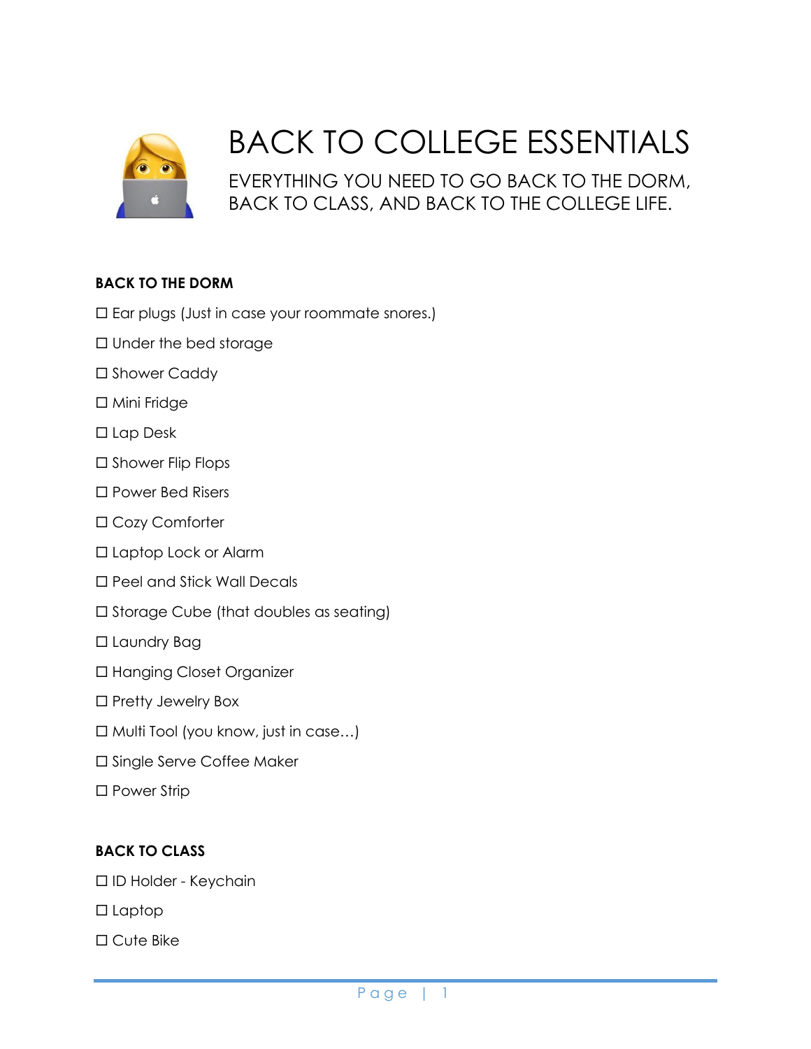# BACK TO COLLEGE ESSENTIALS

EVERYTHING YOU NEED TO GO BACK TO THE DORM, BACK TO CLASS, AND BACK TO THE COLLEGE LIFE.

**BACK TO THE DORM**

☐ Ear plugs (Just in case your roommate snores.)

☐ Under the bed storage

☐ Shower Caddy

☐ Mini Fridge

☐ Lap Desk

☐ Shower Flip Flops

☐ Power Bed Risers

☐ Cozy Comforter

☐ Laptop Lock or Alarm

☐ Peel and Stick Wall Decals

☐ Storage Cube (that doubles as seating)

☐ Laundry Bag

☐ Hanging Closet Organizer

☐ Pretty Jewelry Box

☐ Multi Tool (you know, just in case…)

☐ Single Serve Coffee Maker

☐ Power Strip

**BACK TO CLASS**

☐ ID Holder - Keychain

☐ Laptop

☐ Cute Bike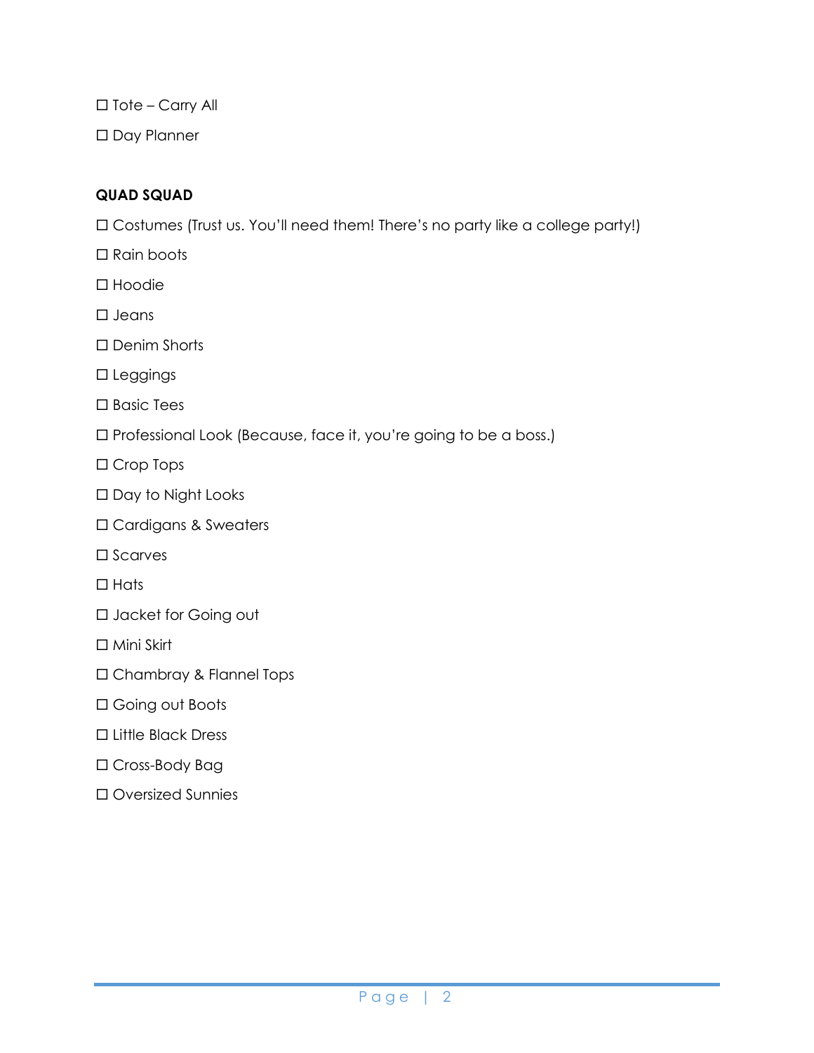☐ Tote – Carry All

☐ Day Planner

**QUAD SQUAD**

☐ Costumes (Trust us. You'll need them! There's no party like a college party!)

☐ Rain boots

☐ Hoodie

☐ Jeans

☐ Denim Shorts

☐ Leggings

☐ Basic Tees

☐ Professional Look (Because, face it, you're going to be a boss.)

☐ Crop Tops

☐ Day to Night Looks

☐ Cardigans & Sweaters

☐ Scarves

☐ Hats

☐ Jacket for Going out

☐ Mini Skirt

☐ Chambray & Flannel Tops

☐ Going out Boots

☐ Little Black Dress

☐ Cross-Body Bag

☐ Oversized Sunnies